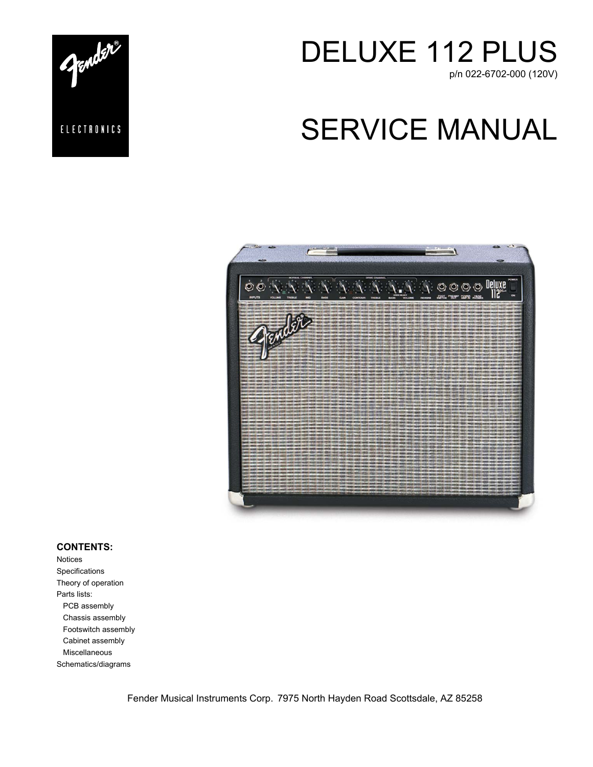# DELUXE 112 PLUS

p/n 022-6702-000 (120V)

# SERVICE MANUAL

**CONTENTS:**

Notices
Specifications
Theory of operation
Parts lists:
- PCB assembly
- Chassis assembly
- Footswitch assembly
- Cabinet assembly
- Miscellaneous

Schematics/diagrams

Fender Musical Instruments Corp. 7975 North Hayden Road Scottsdale, AZ 85258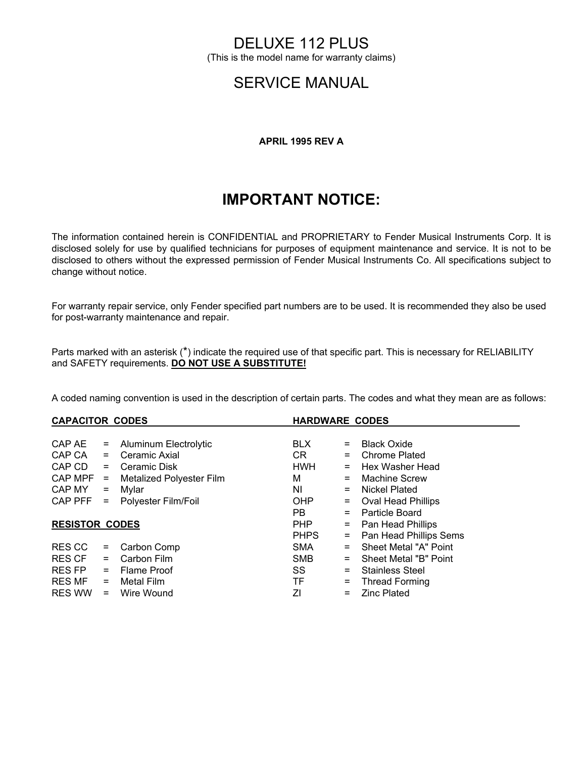# DELUXE 112 PLUS

(This is the model name for warranty claims)

# SERVICE MANUAL

**APRIL 1995 REV A**

## IMPORTANT NOTICE:

The information contained herein is CONFIDENTIAL and PROPRIETARY to Fender Musical Instruments Corp. It is disclosed solely for use by qualified technicians for purposes of equipment maintenance and service. It is not to be disclosed to others without the expressed permission of Fender Musical Instruments Co. All specifications subject to change without notice.

For warranty repair service, only Fender specified part numbers are to be used. It is recommended they also be used for post-warranty maintenance and repair.

Parts marked with an asterisk (*) indicate the required use of that specific part. This is necessary for RELIABILITY and SAFETY requirements. **DO NOT USE A SUBSTITUTE!**

A coded naming convention is used in the description of certain parts. The codes and what they mean are as follows:

**CAPACITOR CODES**

| Code | | Meaning |
|---|---|---|
| CAP AE | = | Aluminum Electrolytic |
| CAP CA | = | Ceramic Axial |
| CAP CD | = | Ceramic Disk |
| CAP MPF | = | Metalized Polyester Film |
| CAP MY | = | Mylar |
| CAP PFF | = | Polyester Film/Foil |

**RESISTOR CODES**

| Code | | Meaning |
|---|---|---|
| RES CC | = | Carbon Comp |
| RES CF | = | Carbon Film |
| RES FP | = | Flame Proof |
| RES MF | = | Metal Film |
| RES WW | = | Wire Wound |

**HARDWARE CODES**

| Code | | Meaning |
|---|---|---|
| BLX | = | Black Oxide |
| CR | = | Chrome Plated |
| HWH | = | Hex Washer Head |
| M | = | Machine Screw |
| NI | = | Nickel Plated |
| OHP | = | Oval Head Phillips |
| PB | = | Particle Board |
| PHP | = | Pan Head Phillips |
| PHPS | = | Pan Head Phillips Sems |
| SMA | = | Sheet Metal "A" Point |
| SMB | = | Sheet Metal "B" Point |
| SS | = | Stainless Steel |
| TF | = | Thread Forming |
| ZI | = | Zinc Plated |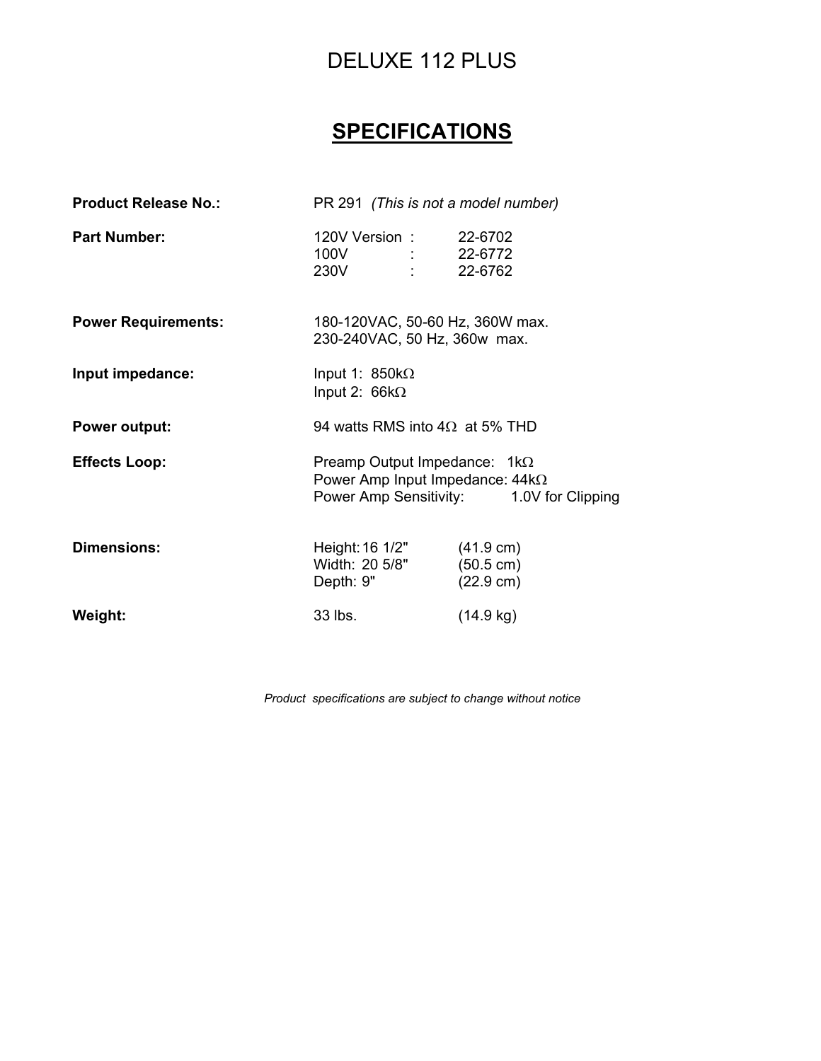# DELUXE 112 PLUS

## SPECIFICATIONS

| | |
|---|---|
| **Product Release No.:** | PR 291 *(This is not a model number)* |
| **Part Number:** | 120V Version : 22-6702<br>100V : 22-6772<br>230V : 22-6762 |
| **Power Requirements:** | 180-120VAC, 50-60 Hz, 360W max.<br>230-240VAC, 50 Hz, 360w max. |
| **Input impedance:** | Input 1: 850kΩ<br>Input 2: 66kΩ |
| **Power output:** | 94 watts RMS into 4Ω at 5% THD |
| **Effects Loop:** | Preamp Output Impedance: 1kΩ<br>Power Amp Input Impedance: 44kΩ<br>Power Amp Sensitivity: 1.0V for Clipping |
| **Dimensions:** | Height: 16 1/2" (41.9 cm)<br>Width: 20 5/8" (50.5 cm)<br>Depth: 9" (22.9 cm) |
| **Weight:** | 33 lbs. (14.9 kg) |

*Product specifications are subject to change without notice*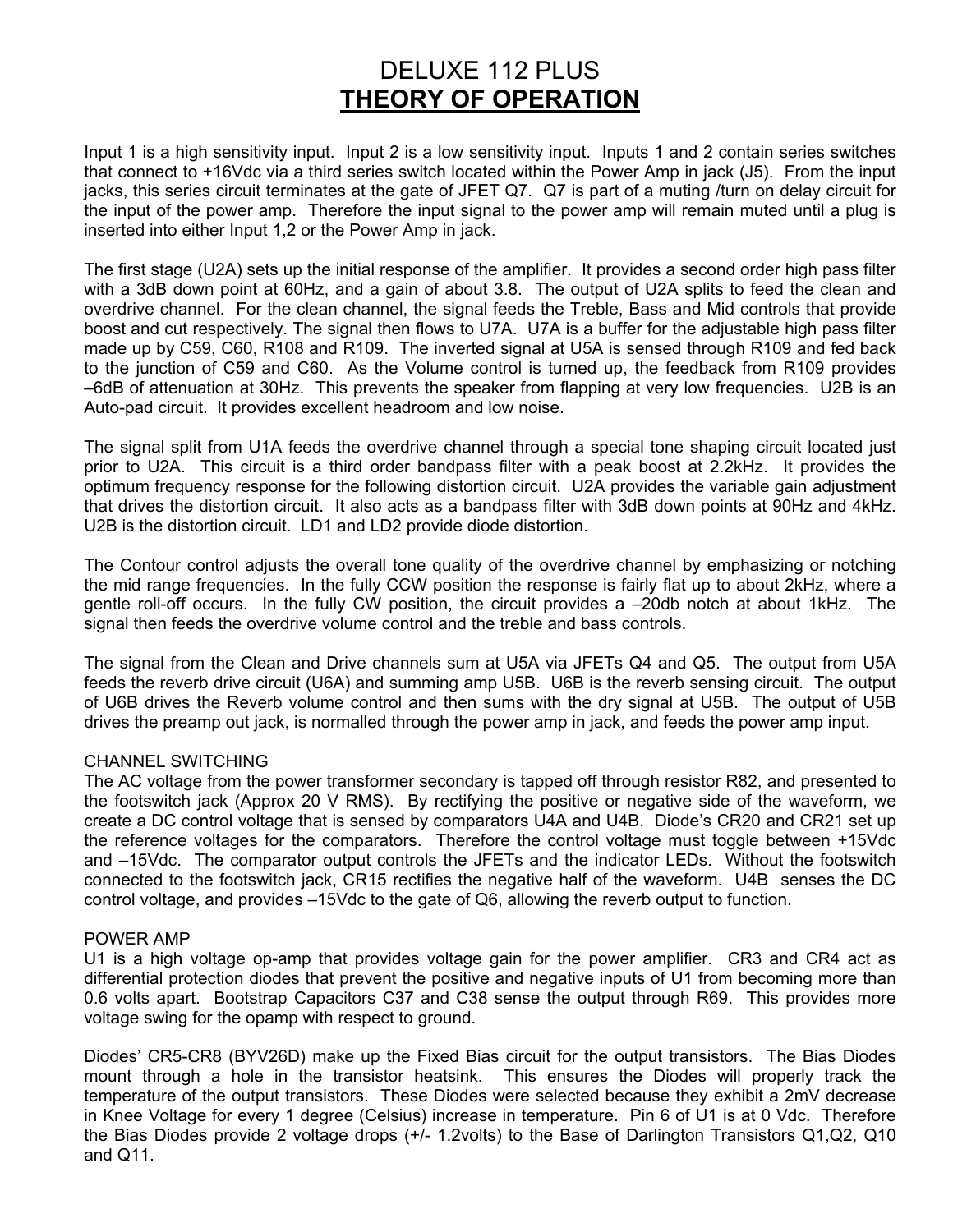# DELUXE 112 PLUS

## THEORY OF OPERATION

Input 1 is a high sensitivity input. Input 2 is a low sensitivity input. Inputs 1 and 2 contain series switches that connect to +16Vdc via a third series switch located within the Power Amp in jack (J5). From the input jacks, this series circuit terminates at the gate of JFET Q7. Q7 is part of a muting /turn on delay circuit for the input of the power amp. Therefore the input signal to the power amp will remain muted until a plug is inserted into either Input 1,2 or the Power Amp in jack.

The first stage (U2A) sets up the initial response of the amplifier. It provides a second order high pass filter with a 3dB down point at 60Hz, and a gain of about 3.8. The output of U2A splits to feed the clean and overdrive channel. For the clean channel, the signal feeds the Treble, Bass and Mid controls that provide boost and cut respectively. The signal then flows to U7A. U7A is a buffer for the adjustable high pass filter made up by C59, C60, R108 and R109. The inverted signal at U5A is sensed through R109 and fed back to the junction of C59 and C60. As the Volume control is turned up, the feedback from R109 provides –6dB of attenuation at 30Hz. This prevents the speaker from flapping at very low frequencies. U2B is an Auto-pad circuit. It provides excellent headroom and low noise.

The signal split from U1A feeds the overdrive channel through a special tone shaping circuit located just prior to U2A. This circuit is a third order bandpass filter with a peak boost at 2.2kHz. It provides the optimum frequency response for the following distortion circuit. U2A provides the variable gain adjustment that drives the distortion circuit. It also acts as a bandpass filter with 3dB down points at 90Hz and 4kHz. U2B is the distortion circuit. LD1 and LD2 provide diode distortion.

The Contour control adjusts the overall tone quality of the overdrive channel by emphasizing or notching the mid range frequencies. In the fully CCW position the response is fairly flat up to about 2kHz, where a gentle roll-off occurs. In the fully CW position, the circuit provides a –20db notch at about 1kHz. The signal then feeds the overdrive volume control and the treble and bass controls.

The signal from the Clean and Drive channels sum at U5A via JFETs Q4 and Q5. The output from U5A feeds the reverb drive circuit (U6A) and summing amp U5B. U6B is the reverb sensing circuit. The output of U6B drives the Reverb volume control and then sums with the dry signal at U5B. The output of U5B drives the preamp out jack, is normalled through the power amp in jack, and feeds the power amp input.

CHANNEL SWITCHING

The AC voltage from the power transformer secondary is tapped off through resistor R82, and presented to the footswitch jack (Approx 20 V RMS). By rectifying the positive or negative side of the waveform, we create a DC control voltage that is sensed by comparators U4A and U4B. Diode's CR20 and CR21 set up the reference voltages for the comparators. Therefore the control voltage must toggle between +15Vdc and –15Vdc. The comparator output controls the JFETs and the indicator LEDs. Without the footswitch connected to the footswitch jack, CR15 rectifies the negative half of the waveform. U4B senses the DC control voltage, and provides –15Vdc to the gate of Q6, allowing the reverb output to function.

POWER AMP

U1 is a high voltage op-amp that provides voltage gain for the power amplifier. CR3 and CR4 act as differential protection diodes that prevent the positive and negative inputs of U1 from becoming more than 0.6 volts apart. Bootstrap Capacitors C37 and C38 sense the output through R69. This provides more voltage swing for the opamp with respect to ground.

Diodes' CR5-CR8 (BYV26D) make up the Fixed Bias circuit for the output transistors. The Bias Diodes mount through a hole in the transistor heatsink. This ensures the Diodes will properly track the temperature of the output transistors. These Diodes were selected because they exhibit a 2mV decrease in Knee Voltage for every 1 degree (Celsius) increase in temperature. Pin 6 of U1 is at 0 Vdc. Therefore the Bias Diodes provide 2 voltage drops (+/- 1.2volts) to the Base of Darlington Transistors Q1,Q2, Q10 and Q11.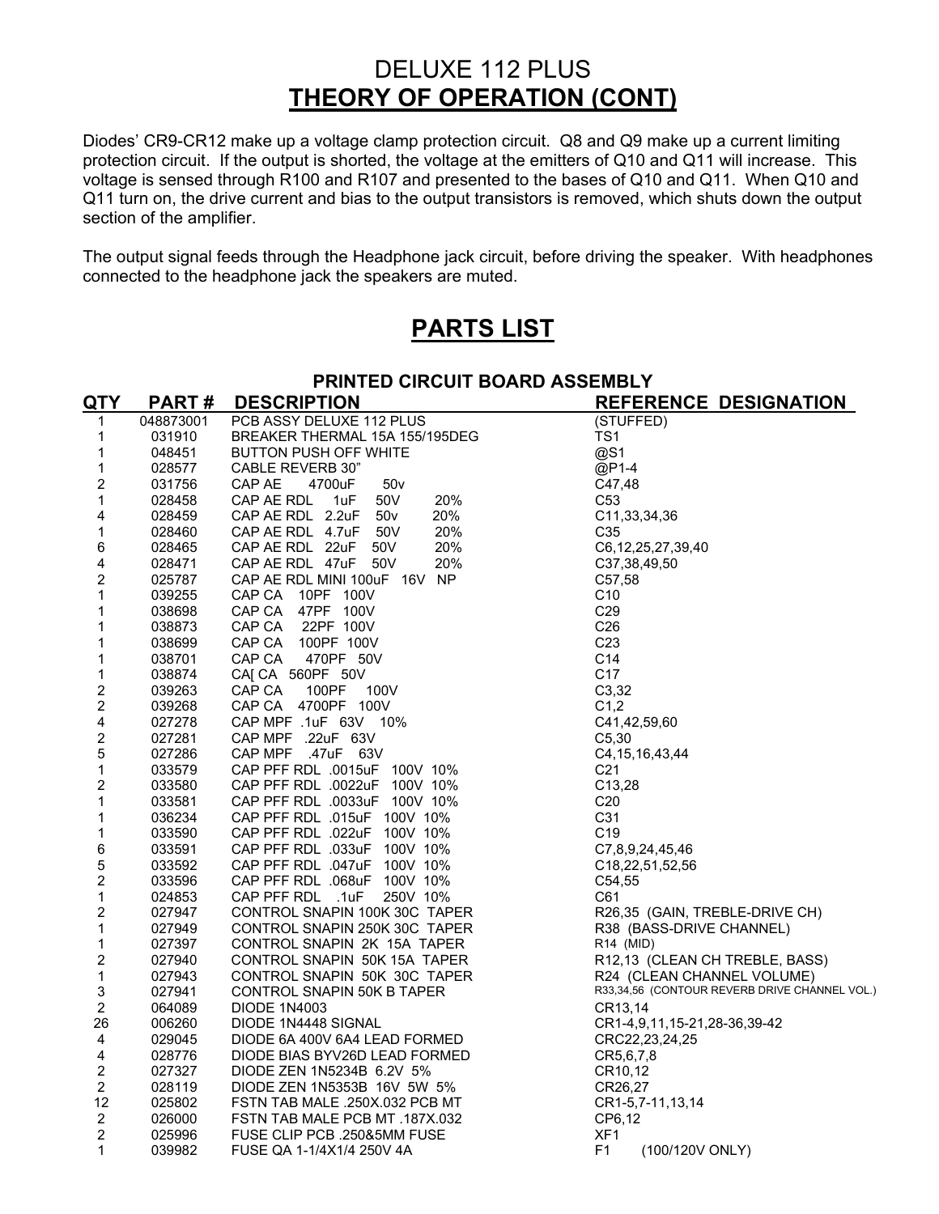# DELUXE 112 PLUS

## THEORY OF OPERATION (CONT)

Diodes' CR9-CR12 make up a voltage clamp protection circuit. Q8 and Q9 make up a current limiting protection circuit. If the output is shorted, the voltage at the emitters of Q10 and Q11 will increase. This voltage is sensed through R100 and R107 and presented to the bases of Q10 and Q11. When Q10 and Q11 turn on, the drive current and bias to the output transistors is removed, which shuts down the output section of the amplifier.

The output signal feeds through the Headphone jack circuit, before driving the speaker. With headphones connected to the headphone jack the speakers are muted.

## PARTS LIST

### PRINTED CIRCUIT BOARD ASSEMBLY

| QTY | PART # | DESCRIPTION | REFERENCE DESIGNATION |
|---|---|---|---|
| 1 | 048873001 | PCB ASSY DELUXE 112 PLUS | (STUFFED) |
| 1 | 031910 | BREAKER THERMAL 15A 155/195DEG | TS1 |
| 1 | 048451 | BUTTON PUSH OFF WHITE | @S1 |
| 1 | 028577 | CABLE REVERB 30" | @P1-4 |
| 2 | 031756 | CAP AE 4700uF 50v | C47,48 |
| 1 | 028458 | CAP AE RDL 1uF 50V 20% | C53 |
| 4 | 028459 | CAP AE RDL 2.2uF 50v 20% | C11,33,34,36 |
| 1 | 028460 | CAP AE RDL 4.7uF 50V 20% | C35 |
| 6 | 028465 | CAP AE RDL 22uF 50V 20% | C6,12,25,27,39,40 |
| 4 | 028471 | CAP AE RDL 47uF 50V 20% | C37,38,49,50 |
| 2 | 025787 | CAP AE RDL MINI 100uF 16V NP | C57,58 |
| 1 | 039255 | CAP CA 10PF 100V | C10 |
| 1 | 038698 | CAP CA 47PF 100V | C29 |
| 1 | 038873 | CAP CA 22PF 100V | C26 |
| 1 | 038699 | CAP CA 100PF 100V | C23 |
| 1 | 038701 | CAP CA 470PF 50V | C14 |
| 1 | 038874 | CA[ CA 560PF 50V | C17 |
| 2 | 039263 | CAP CA 100PF 100V | C3,32 |
| 2 | 039268 | CAP CA 4700PF 100V | C1,2 |
| 4 | 027278 | CAP MPF .1uF 63V 10% | C41,42,59,60 |
| 2 | 027281 | CAP MPF .22uF 63V | C5,30 |
| 5 | 027286 | CAP MPF .47uF 63V | C4,15,16,43,44 |
| 1 | 033579 | CAP PFF RDL .0015uF 100V 10% | C21 |
| 2 | 033580 | CAP PFF RDL .0022uF 100V 10% | C13,28 |
| 1 | 033581 | CAP PFF RDL .0033uF 100V 10% | C20 |
| 1 | 036234 | CAP PFF RDL .015uF 100V 10% | C31 |
| 1 | 033590 | CAP PFF RDL .022uF 100V 10% | C19 |
| 6 | 033591 | CAP PFF RDL .033uF 100V 10% | C7,8,9,24,45,46 |
| 5 | 033592 | CAP PFF RDL .047uF 100V 10% | C18,22,51,52,56 |
| 2 | 033596 | CAP PFF RDL .068uF 100V 10% | C54,55 |
| 1 | 024853 | CAP PFF RDL .1uF 250V 10% | C61 |
| 2 | 027947 | CONTROL SNAPIN 100K 30C TAPER | R26,35 (GAIN, TREBLE-DRIVE CH) |
| 1 | 027949 | CONTROL SNAPIN 250K 30C TAPER | R38 (BASS-DRIVE CHANNEL) |
| 1 | 027397 | CONTROL SNAPIN 2K 15A TAPER | R14 (MID) |
| 2 | 027940 | CONTROL SNAPIN 50K 15A TAPER | R12,13 (CLEAN CH TREBLE, BASS) |
| 1 | 027943 | CONTROL SNAPIN 50K 30C TAPER | R24 (CLEAN CHANNEL VOLUME) |
| 3 | 027941 | CONTROL SNAPIN 50K B TAPER | R33,34,56 (CONTOUR REVERB DRIVE CHANNEL VOL.) |
| 2 | 064089 | DIODE 1N4003 | CR13,14 |
| 26 | 006260 | DIODE 1N4448 SIGNAL | CR1-4,9,11,15-21,28-36,39-42 |
| 4 | 029045 | DIODE 6A 400V 6A4 LEAD FORMED | CRC22,23,24,25 |
| 4 | 028776 | DIODE BIAS BYV26D LEAD FORMED | CR5,6,7,8 |
| 2 | 027327 | DIODE ZEN 1N5234B 6.2V 5% | CR10,12 |
| 2 | 028119 | DIODE ZEN 1N5353B 16V 5W 5% | CR26,27 |
| 12 | 025802 | FSTN TAB MALE .250X.032 PCB MT | CR1-5,7-11,13,14 |
| 2 | 026000 | FSTN TAB MALE PCB MT .187X.032 | CP6,12 |
| 2 | 025996 | FUSE CLIP PCB .250&5MM FUSE | XF1 |
| 1 | 039982 | FUSE QA 1-1/4X1/4 250V 4A | F1 (100/120V ONLY) |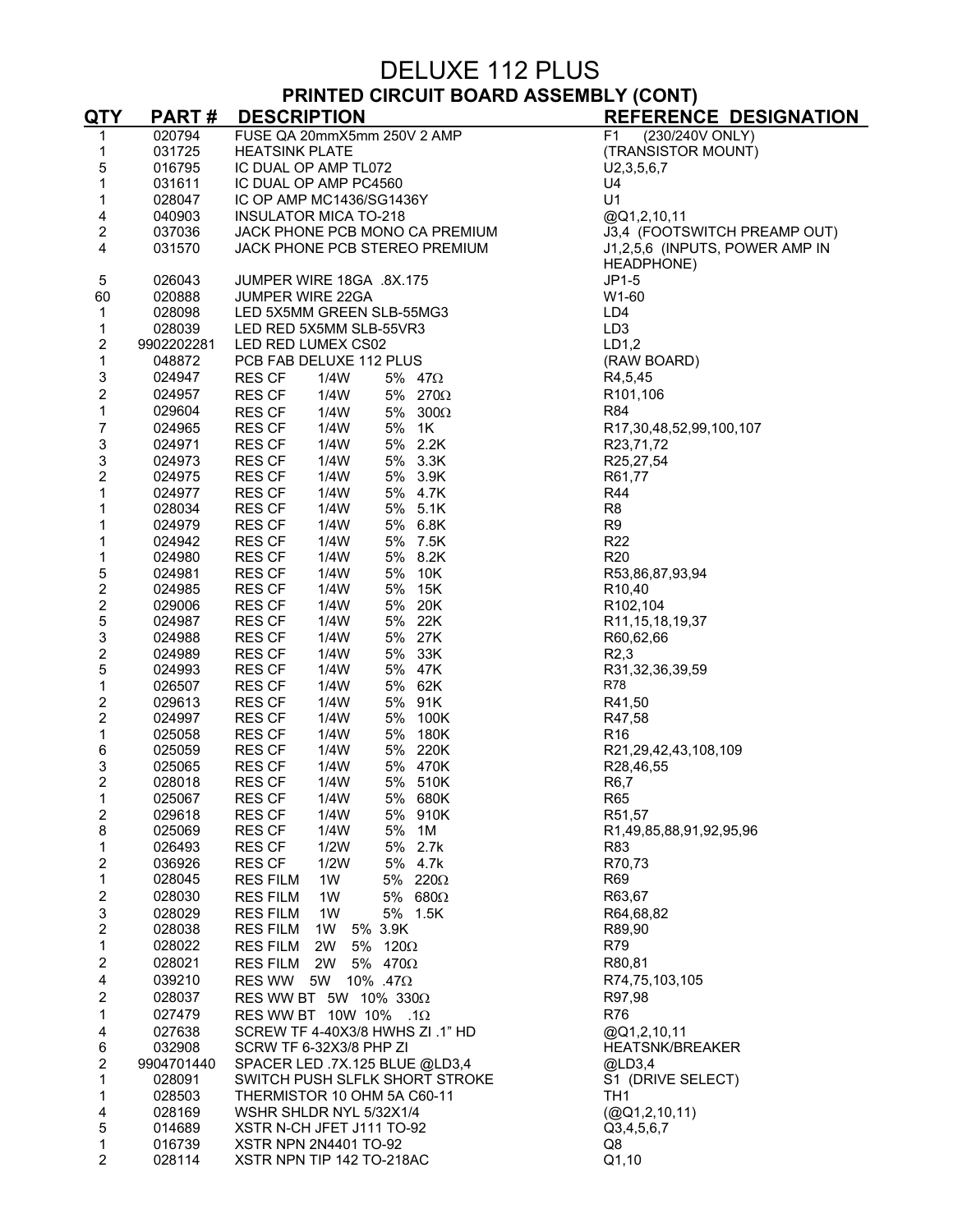# DELUXE 112 PLUS

## PRINTED CIRCUIT BOARD ASSEMBLY (CONT)

| QTY | PART # | DESCRIPTION | REFERENCE DESIGNATION |
|---|---|---|---|
| 1 | 020794 | FUSE QA 20mmX5mm 250V 2 AMP | F1 (230/240V ONLY) |
| 1 | 031725 | HEATSINK PLATE | (TRANSISTOR MOUNT) |
| 5 | 016795 | IC DUAL OP AMP TL072 | U2,3,5,6,7 |
| 1 | 031611 | IC DUAL OP AMP PC4560 | U4 |
| 1 | 028047 | IC OP AMP MC1436/SG1436Y | U1 |
| 4 | 040903 | INSULATOR MICA TO-218 | @Q1,2,10,11 |
| 2 | 037036 | JACK PHONE PCB MONO CA PREMIUM | J3,4 (FOOTSWITCH PREAMP OUT) |
| 4 | 031570 | JACK PHONE PCB STEREO PREMIUM | J1,2,5,6 (INPUTS, POWER AMP IN HEADPHONE) |
| 5 | 026043 | JUMPER WIRE 18GA .8X.175 | JP1-5 |
| 60 | 020888 | JUMPER WIRE 22GA | W1-60 |
| 1 | 028098 | LED 5X5MM GREEN SLB-55MG3 | LD4 |
| 1 | 028039 | LED RED 5X5MM SLB-55VR3 | LD3 |
| 2 | 9902202281 | LED RED LUMEX CS02 | LD1,2 |
| 1 | 048872 | PCB FAB DELUXE 112 PLUS | (RAW BOARD) |
| 3 | 024947 | RES CF 1/4W 5% 47Ω | R4,5,45 |
| 2 | 024957 | RES CF 1/4W 5% 270Ω | R101,106 |
| 1 | 029604 | RES CF 1/4W 5% 300Ω | R84 |
| 7 | 024965 | RES CF 1/4W 5% 1K | R17,30,48,52,99,100,107 |
| 3 | 024971 | RES CF 1/4W 5% 2.2K | R23,71,72 |
| 3 | 024973 | RES CF 1/4W 5% 3.3K | R25,27,54 |
| 2 | 024975 | RES CF 1/4W 5% 3.9K | R61,77 |
| 1 | 024977 | RES CF 1/4W 5% 4.7K | R44 |
| 1 | 028034 | RES CF 1/4W 5% 5.1K | R8 |
| 1 | 024979 | RES CF 1/4W 5% 6.8K | R9 |
| 1 | 024942 | RES CF 1/4W 5% 7.5K | R22 |
| 1 | 024980 | RES CF 1/4W 5% 8.2K | R20 |
| 5 | 024981 | RES CF 1/4W 5% 10K | R53,86,87,93,94 |
| 2 | 024985 | RES CF 1/4W 5% 15K | R10,40 |
| 2 | 029006 | RES CF 1/4W 5% 20K | R102,104 |
| 5 | 024987 | RES CF 1/4W 5% 22K | R11,15,18,19,37 |
| 3 | 024988 | RES CF 1/4W 5% 27K | R60,62,66 |
| 2 | 024989 | RES CF 1/4W 5% 33K | R2,3 |
| 5 | 024993 | RES CF 1/4W 5% 47K | R31,32,36,39,59 |
| 1 | 026507 | RES CF 1/4W 5% 62K | R78 |
| 2 | 029613 | RES CF 1/4W 5% 91K | R41,50 |
| 2 | 024997 | RES CF 1/4W 5% 100K | R47,58 |
| 1 | 025058 | RES CF 1/4W 5% 180K | R16 |
| 6 | 025059 | RES CF 1/4W 5% 220K | R21,29,42,43,108,109 |
| 3 | 025065 | RES CF 1/4W 5% 470K | R28,46,55 |
| 2 | 028018 | RES CF 1/4W 5% 510K | R6,7 |
| 1 | 025067 | RES CF 1/4W 5% 680K | R65 |
| 2 | 029618 | RES CF 1/4W 5% 910K | R51,57 |
| 8 | 025069 | RES CF 1/4W 5% 1M | R1,49,85,88,91,92,95,96 |
| 1 | 026493 | RES CF 1/2W 5% 2.7k | R83 |
| 2 | 036926 | RES CF 1/2W 5% 4.7k | R70,73 |
| 1 | 028045 | RES FILM 1W 5% 220Ω | R69 |
| 2 | 028030 | RES FILM 1W 5% 680Ω | R63,67 |
| 3 | 028029 | RES FILM 1W 5% 1.5K | R64,68,82 |
| 2 | 028038 | RES FILM 1W 5% 3.9K | R89,90 |
| 1 | 028022 | RES FILM 2W 5% 120Ω | R79 |
| 2 | 028021 | RES FILM 2W 5% 470Ω | R80,81 |
| 4 | 039210 | RES WW 5W 10% .47Ω | R74,75,103,105 |
| 2 | 028037 | RES WW BT 5W 10% 330Ω | R97,98 |
| 1 | 027479 | RES WW BT 10W 10% .1Ω | R76 |
| 4 | 027638 | SCREW TF 4-40X3/8 HWHS ZI .1" HD | @Q1,2,10,11 |
| 6 | 032908 | SCRW TF 6-32X3/8 PHP ZI | HEATSNK/BREAKER |
| 2 | 9904701440 | SPACER LED .7X.125 BLUE @LD3,4 | @LD3,4 |
| 1 | 028091 | SWITCH PUSH SLFLK SHORT STROKE | S1 (DRIVE SELECT) |
| 1 | 028503 | THERMISTOR 10 OHM 5A C60-11 | TH1 |
| 4 | 028169 | WSHR SHLDR NYL 5/32X1/4 | (@Q1,2,10,11) |
| 5 | 014689 | XSTR N-CH JFET J111 TO-92 | Q3,4,5,6,7 |
| 1 | 016739 | XSTR NPN 2N4401 TO-92 | Q8 |
| 2 | 028114 | XSTR NPN TIP 142 TO-218AC | Q1,10 |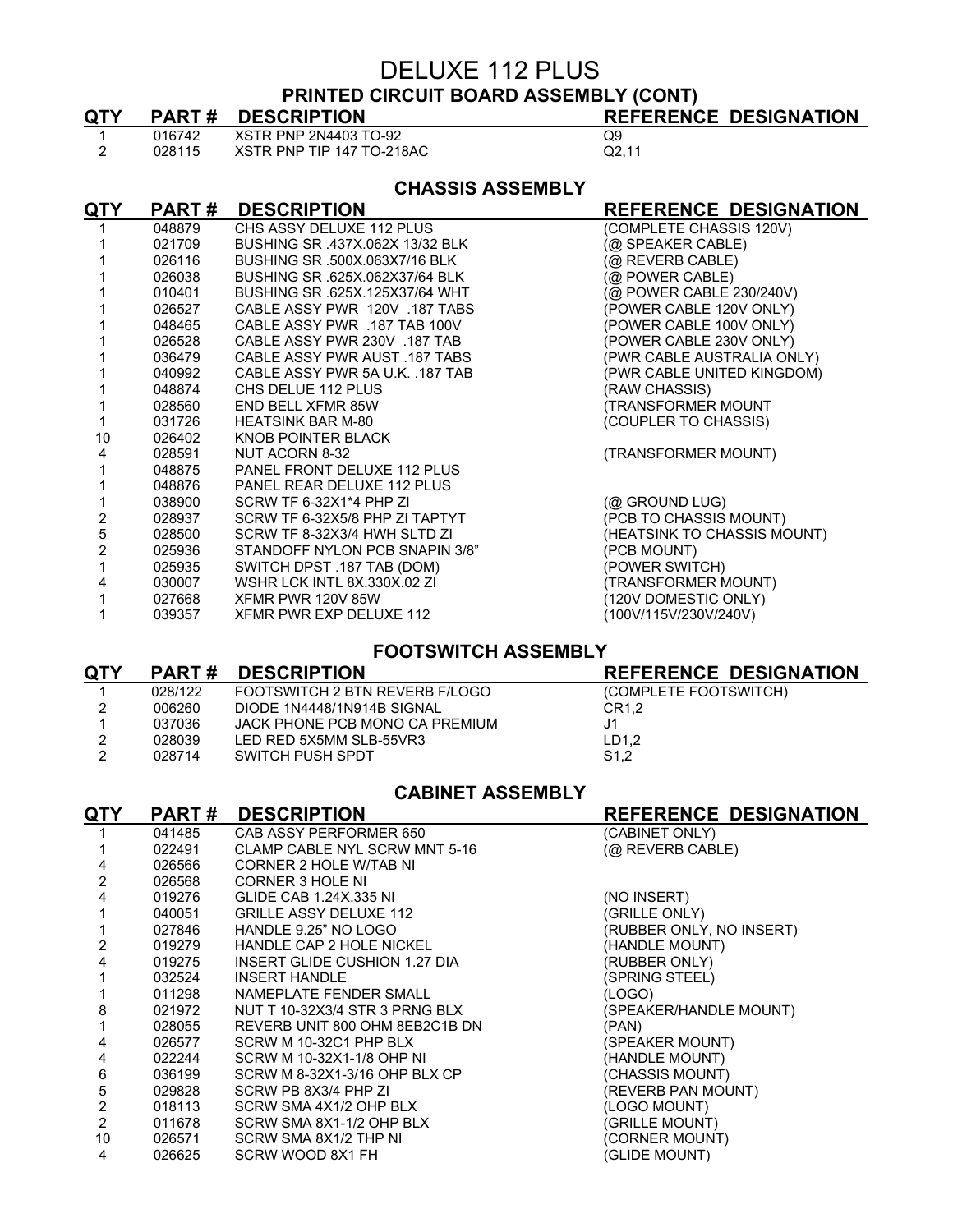# DELUXE 112 PLUS

## PRINTED CIRCUIT BOARD ASSEMBLY (CONT)

| QTY | PART # | DESCRIPTION | REFERENCE DESIGNATION |
|---|---|---|---|
| 1 | 016742 | XSTR PNP 2N4403 TO-92 | Q9 |
| 2 | 028115 | XSTR PNP TIP 147 TO-218AC | Q2,11 |

## CHASSIS ASSEMBLY

| QTY | PART # | DESCRIPTION | REFERENCE DESIGNATION |
|---|---|---|---|
| 1 | 048879 | CHS ASSY DELUXE 112 PLUS | (COMPLETE CHASSIS 120V) |
| 1 | 021709 | BUSHING SR .437X.062X 13/32 BLK | (@ SPEAKER CABLE) |
| 1 | 026116 | BUSHING SR .500X.063X7/16 BLK | (@ REVERB CABLE) |
| 1 | 026038 | BUSHING SR .625X.062X37/64 BLK | (@ POWER CABLE) |
| 1 | 010401 | BUSHING SR .625X.125X37/64 WHT | (@ POWER CABLE 230/240V) |
| 1 | 026527 | CABLE ASSY PWR 120V .187 TABS | (POWER CABLE 120V ONLY) |
| 1 | 048465 | CABLE ASSY PWR .187 TAB 100V | (POWER CABLE 100V ONLY) |
| 1 | 026528 | CABLE ASSY PWR 230V .187 TAB | (POWER CABLE 230V ONLY) |
| 1 | 036479 | CABLE ASSY PWR AUST .187 TABS | (PWR CABLE AUSTRALIA ONLY) |
| 1 | 040992 | CABLE ASSY PWR 5A U.K. .187 TAB | (PWR CABLE UNITED KINGDOM) |
| 1 | 048874 | CHS DELUE 112 PLUS | (RAW CHASSIS) |
| 1 | 028560 | END BELL XFMR 85W | (TRANSFORMER MOUNT |
| 1 | 031726 | HEATSINK BAR M-80 | (COUPLER TO CHASSIS) |
| 10 | 026402 | KNOB POINTER BLACK | |
| 4 | 028591 | NUT ACORN 8-32 | (TRANSFORMER MOUNT) |
| 1 | 048875 | PANEL FRONT DELUXE 112 PLUS | |
| 1 | 048876 | PANEL REAR DELUXE 112 PLUS | |
| 1 | 038900 | SCRW TF 6-32X1*4 PHP ZI | (@ GROUND LUG) |
| 2 | 028937 | SCRW TF 6-32X5/8 PHP ZI TAPTYT | (PCB TO CHASSIS MOUNT) |
| 5 | 028500 | SCRW TF 8-32X3/4 HWH SLTD ZI | (HEATSINK TO CHASSIS MOUNT) |
| 2 | 025936 | STANDOFF NYLON PCB SNAPIN 3/8" | (PCB MOUNT) |
| 1 | 025935 | SWITCH DPST .187 TAB (DOM) | (POWER SWITCH) |
| 4 | 030007 | WSHR LCK INTL 8X.330X.02 ZI | (TRANSFORMER MOUNT) |
| 1 | 027668 | XFMR PWR 120V 85W | (120V DOMESTIC ONLY) |
| 1 | 039357 | XFMR PWR EXP DELUXE 112 | (100V/115V/230V/240V) |

## FOOTSWITCH ASSEMBLY

| QTY | PART # | DESCRIPTION | REFERENCE DESIGNATION |
|---|---|---|---|
| 1 | 028/122 | FOOTSWITCH 2 BTN REVERB F/LOGO | (COMPLETE FOOTSWITCH) |
| 2 | 006260 | DIODE 1N4448/1N914B SIGNAL | CR1,2 |
| 1 | 037036 | JACK PHONE PCB MONO CA PREMIUM | J1 |
| 2 | 028039 | LED RED 5X5MM SLB-55VR3 | LD1,2 |
| 2 | 028714 | SWITCH PUSH SPDT | S1,2 |

## CABINET ASSEMBLY

| QTY | PART # | DESCRIPTION | REFERENCE DESIGNATION |
|---|---|---|---|
| 1 | 041485 | CAB ASSY PERFORMER 650 | (CABINET ONLY) |
| 1 | 022491 | CLAMP CABLE NYL SCRW MNT 5-16 | (@ REVERB CABLE) |
| 4 | 026566 | CORNER 2 HOLE W/TAB NI | |
| 2 | 026568 | CORNER 3 HOLE NI | |
| 4 | 019276 | GLIDE CAB 1.24X.335 NI | (NO INSERT) |
| 1 | 040051 | GRILLE ASSY DELUXE 112 | (GRILLE ONLY) |
| 1 | 027846 | HANDLE 9.25" NO LOGO | (RUBBER ONLY, NO INSERT) |
| 2 | 019279 | HANDLE CAP 2 HOLE NICKEL | (HANDLE MOUNT) |
| 4 | 019275 | INSERT GLIDE CUSHION 1.27 DIA | (RUBBER ONLY) |
| 1 | 032524 | INSERT HANDLE | (SPRING STEEL) |
| 1 | 011298 | NAMEPLATE FENDER SMALL | (LOGO) |
| 8 | 021972 | NUT T 10-32X3/4 STR 3 PRNG BLX | (SPEAKER/HANDLE MOUNT) |
| 1 | 028055 | REVERB UNIT 800 OHM 8EB2C1B DN | (PAN) |
| 4 | 026577 | SCRW M 10-32C1 PHP BLX | (SPEAKER MOUNT) |
| 4 | 022244 | SCRW M 10-32X1-1/8 OHP NI | (HANDLE MOUNT) |
| 6 | 036199 | SCRW M 8-32X1-3/16 OHP BLX CP | (CHASSIS MOUNT) |
| 5 | 029828 | SCRW PB 8X3/4 PHP ZI | (REVERB PAN MOUNT) |
| 2 | 018113 | SCRW SMA 4X1/2 OHP BLX | (LOGO MOUNT) |
| 2 | 011678 | SCRW SMA 8X1-1/2 OHP BLX | (GRILLE MOUNT) |
| 10 | 026571 | SCRW SMA 8X1/2 THP NI | (CORNER MOUNT) |
| 4 | 026625 | SCRW WOOD 8X1 FH | (GLIDE MOUNT) |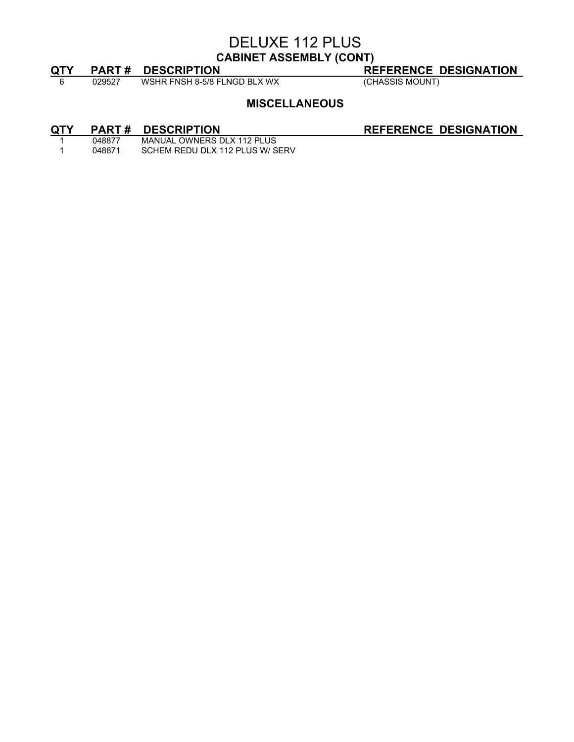# DELUXE 112 PLUS

## CABINET ASSEMBLY (CONT)

| QTY | PART # | DESCRIPTION | REFERENCE DESIGNATION |
|---|---|---|---|
| 6 | 029527 | WSHR FNSH 8-5/8 FLNGD BLX WX | (CHASSIS MOUNT) |

## MISCELLANEOUS

| QTY | PART # | DESCRIPTION | REFERENCE DESIGNATION |
|---|---|---|---|
| 1 | 048877 | MANUAL OWNERS DLX 112 PLUS | |
| 1 | 048871 | SCHEM REDU DLX 112 PLUS W/ SERV | |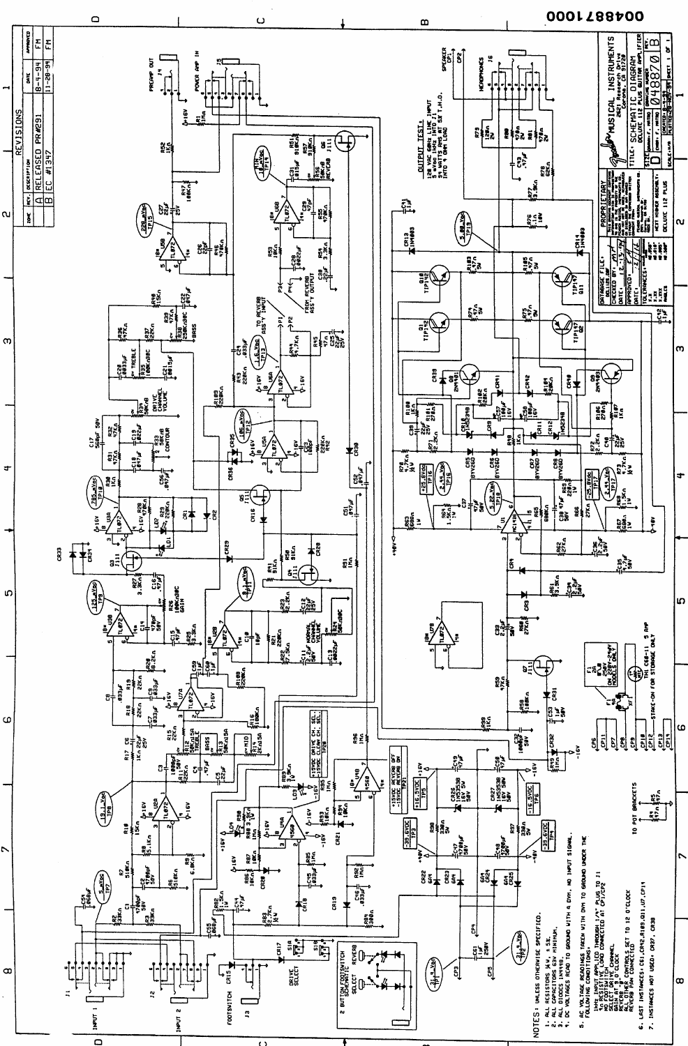## REVISIONS

| ZONE | REV | DESCRIPTION | DATE | APPROVED |
|---|---|---|---|---|
| | A | RELEASED PR#291 | 8-4-94 | FM |
| | B | EC #1347 | 11-28-94 | FM |

**OUTPUT TEST:**
120 VAC 60Hz LINE INPUT
5 mVac 1kHz INTO J1
51.6 WATTS RMS AT 5% T.H.D.
INTO 4 OHM LOAD

NOTES: UNLESS OTHERWISE SPECIFIED.

1. ALL RESISTORS 1/4W, ± 5%.
2. ALL CAPACITORS 63V MINIMUM.
3. ALL DIODES 1N4148.
4. DC VOLTAGES READ TO GROUND WITH A DVM, NO INPUT SIGNAL.
5. AC VOLTAGE READINGS TAKEN WITH DVM TO GROUND UNDER THE FOLLOWING CONDITIONS:
   - 1kHz INPUT APPLIED THROUGH 1/4" PLUG TO J1
   - 4Ω RESISTIVE LOAD CONNECTED AT CP1/CP2
   - NO FOOTSWITCH
   - SELECT DRIVE CHANNEL
   - REVERB @ 12 O'CLOCK
   - ALL OTHER CONTROLS SET TO 12 O'CLOCK
   - REVERB PAN CONNECTED
6. LAST INSTANCES: C61, CR42, R109, Q11, U7, CP14
7. INSTANCES NOT USED: CR37, CR38

**PROPRIETARY**

Fender MUSICAL INSTRUMENTS
2621 Research Drive
Corona, CA 91720

TITLE: SCHEMATIC DIAGRAM
DELUXE 112 PLUS GUITAR AMPLIFIER

SIZE: D DRAWING NUMBER: 048870 REV: B

DATABASE FILE: 
NEXT HIGHER ASSEMBLY: DELUXE 112 PLUS

SHEET 1 OF 1

004887 1000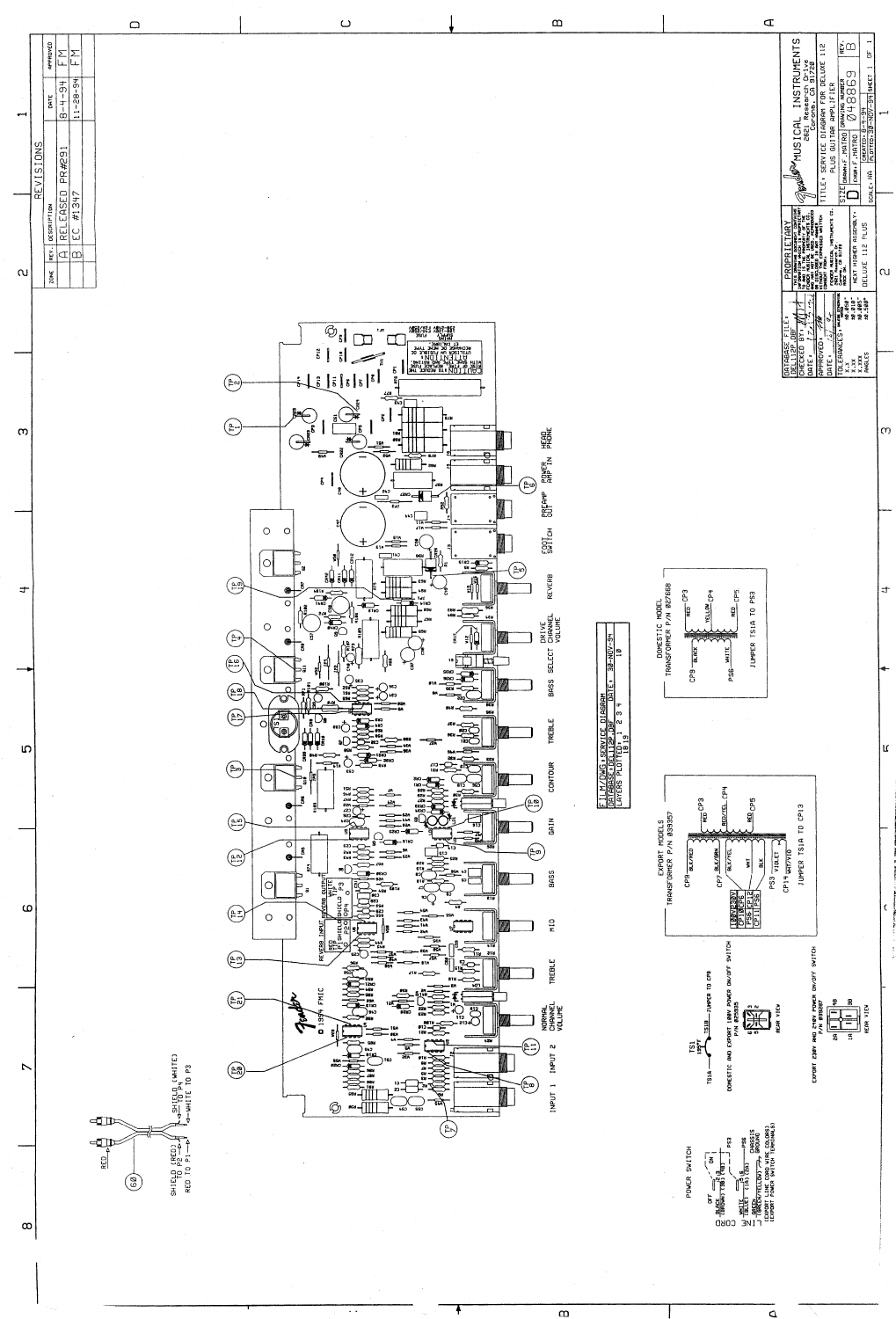## REVISIONS

| ZONE | REV. | DESCRIPTION | DATE | APPROVED |
|---|---|---|---|---|
| | A | RELEASED PR#291 | 8-4-94 | FM |
| | B | EC #1347 | 11-28-94 | FM |

INPUT 1 INPUT 2 NORMAL CHANNEL VOLUME TREBLE MID BASS GAIN CONTOUR TREBLE BASS SELECT DRIVE CHANNEL VOLUME REVERB CODT SWITCH PREAMP OUT POWER AMP IN HEAD PHONE

FILM/DWG: SERVICE DIAGRAM
DATABASE: DEL112P.DBF DATE: 30-NOV-94
LAYERS PLOTTED: 1 2 3 4 18 19

DOMESTIC MODEL
TRANSFORMER P/N 027668

CP9 BLACK, RED CP3, YELLOW CP4, PS6 WHITE, RED CP5

JUMPER TS1A TO PS3

EXPORT MODELS
TRANSFORMER P/N 039357

CP9 BLK/RED, RED CP3, CP7 BLK/YEL, RED/YEL CP4, BLK/GRN, WHT, RED CP5, BLK, PS3 VIOLET, CP19 WHT/VIO

| 120V | 230V |
|---|---|
| CP11 | CP6 |
| PS6 | CP12 |
| CP11 | PS6 |

JUMPER TS1A TO CP13

TS1 — TS1B — JUMPER TO CP9

DOMESTIC AND EXPORT 120V POWER ON/OFF SWITCH P/N 023325

REAR VIEW

EXPORT 230V AND 240V POWER ON/OFF SWITCH P/N 039397

REAR VIEW

POWER SWITCH

OFF ON

LINE CORD

BLACK (BROWN) TS1B, PS3, WHITE (BLUE) TS1A, GREEN (GREEN/YELLOW) CHASSIS GROUND

(EXPORT LINE CORD WIRE COLORS) (EXPORT POWER SWITCH TERMINALS)

RED, 60

SHIELD (RED) TO P2, RED TO P1

SHIELD (WHITE) TO P4, WHITE TO P3

REVERB INPUT, REVERB OUTPUT, SHIELD P2, SHIELD P4, RED P1, WHITE P3

CAUTION: TO REDUCE THE RISK OF FIRE, REPLACE WITH SAME TYPE AND RATING FUSE.
ATTENTION: UTILISER UN FUSIBLE DE RECHANGE DE MEME TYPE ET CALIBRE.

© 1994 FMIC

DATABASE FILE: DEL112P.DBF
CHECKED BY:
DATE:
APPROVED:
DATE:

TOLERANCES: UNLESS OTHERWISE SPECIFIED
X.X ±0.010"
X.XX ±0.005"
X.XXX ±0.500"
ANGLES

PROPRIETARY

NEXT HIGHER ASSEMBLY: DELUXE 112 PLUS

Fender MUSICAL INSTRUMENTS
2021 Research Drive
Corona, CA 91720

TITLE: SERVICE DIAGRAM FOR DELUXE 112 PLUS GUITAR AMPLIFIER

SIZE: D
DRAWN: F.MATRO
ENGR: F.MATRO
CREATED: 8-4-94
PLOTTED: 30-NOV-94
DRAWING NUMBER: 048869
REV.: B
SCALE: NA
SHEET 1 OF 1